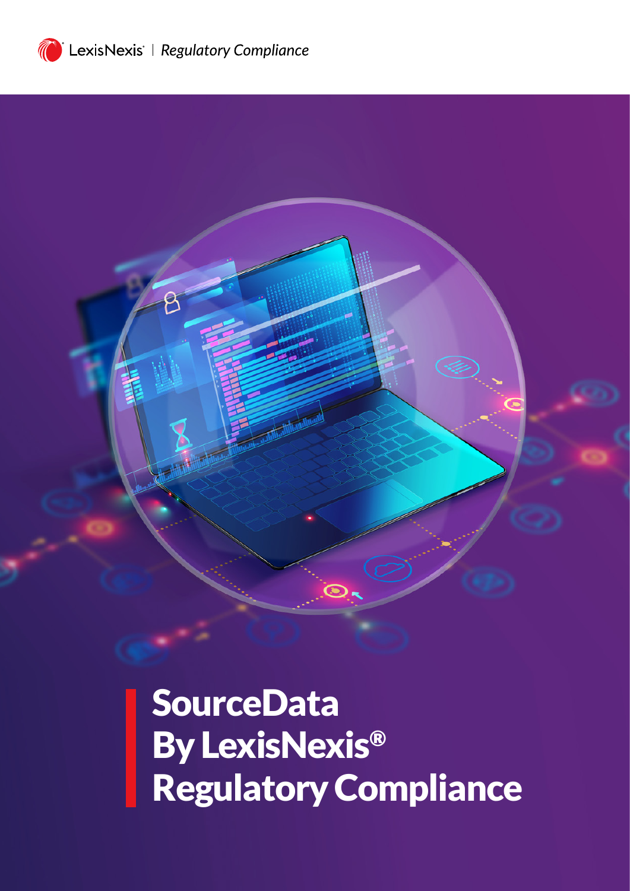LexisNexis | *Regulatory Compliance*

# SourceData By LexisNexis® Regulatory Compliance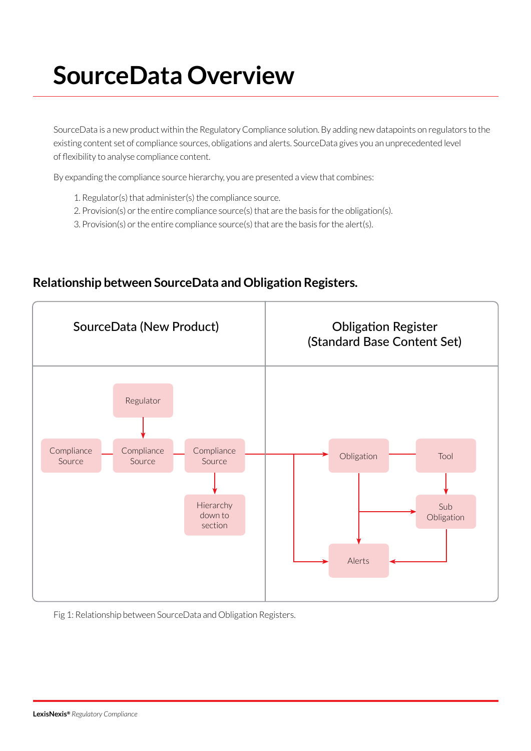# SourceData Overview

SourceData is a new product within the Regulatory Compliance solution. By adding new datapoints on regulators to the existing content set of compliance sources, obligations and alerts. SourceData gives you an unprecedented level of flexibility to analyse compliance content.

By expanding the compliance source hierarchy, you are presented a view that combines:

1. Regulator(s) that administer(s) the compliance source.
2. Provision(s) or the entire compliance source(s) that are the basis for the obligation(s).
3. Provision(s) or the entire compliance source(s) that are the basis for the alert(s).

## Relationship between SourceData and Obligation Registers.

| SourceData (New Product) | Obligation Register (Standard Base Content Set) |
| --- | --- |
| Regulator; Compliance Source; Compliance Source; Compliance Source; Hierarchy down to section | Obligation; Tool; Sub Obligation; Alerts |

Fig 1: Relationship between SourceData and Obligation Registers.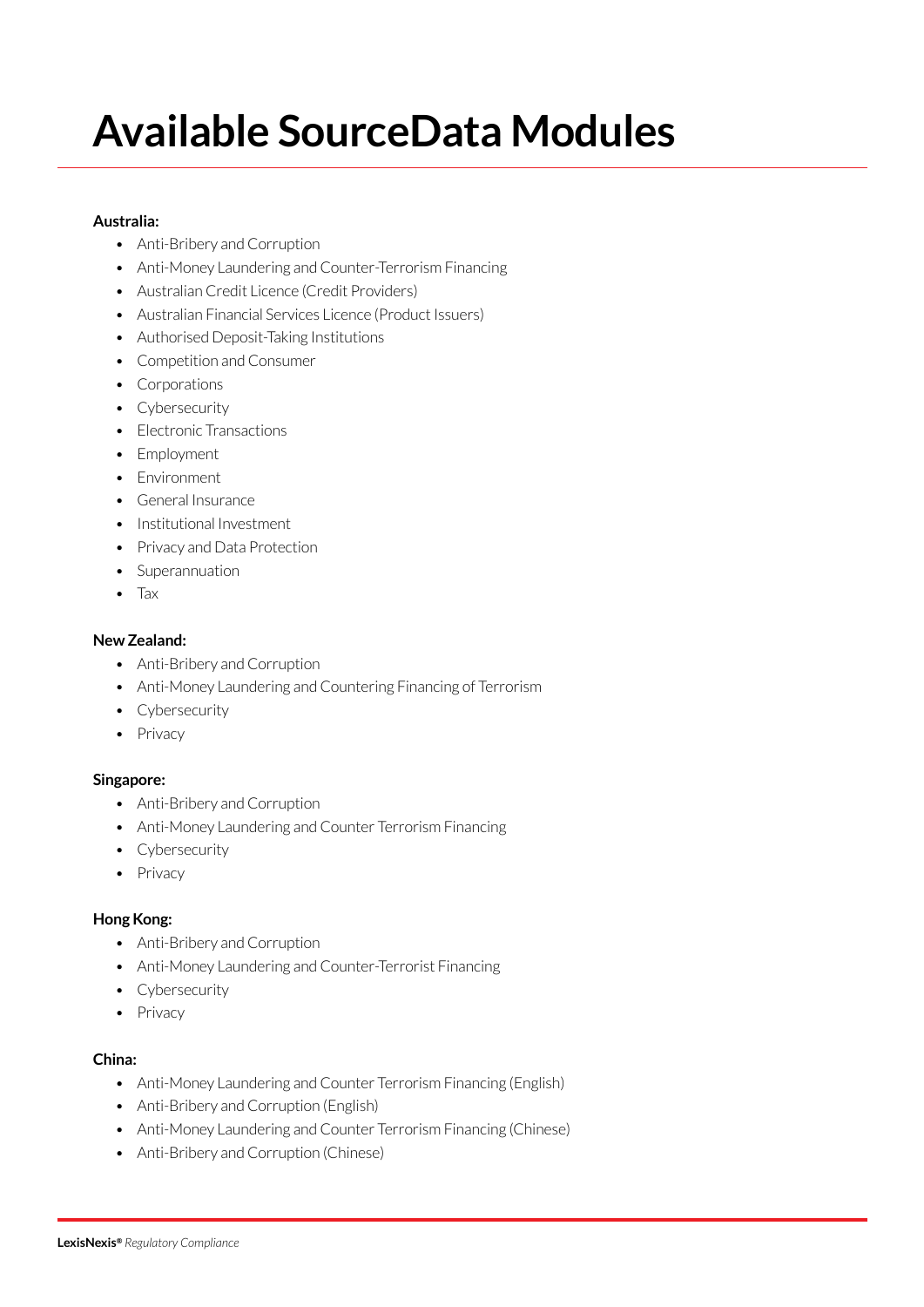# Available SourceData Modules

**Australia:**

- Anti-Bribery and Corruption
- Anti-Money Laundering and Counter-Terrorism Financing
- Australian Credit Licence (Credit Providers)
- Australian Financial Services Licence (Product Issuers)
- Authorised Deposit-Taking Institutions
- Competition and Consumer
- Corporations
- Cybersecurity
- Electronic Transactions
- Employment
- Environment
- General Insurance
- Institutional Investment
- Privacy and Data Protection
- Superannuation
- Tax

**New Zealand:**

- Anti-Bribery and Corruption
- Anti-Money Laundering and Countering Financing of Terrorism
- Cybersecurity
- Privacy

**Singapore:**

- Anti-Bribery and Corruption
- Anti-Money Laundering and Counter Terrorism Financing
- Cybersecurity
- Privacy

**Hong Kong:**

- Anti-Bribery and Corruption
- Anti-Money Laundering and Counter-Terrorist Financing
- Cybersecurity
- Privacy

**China:**

- Anti-Money Laundering and Counter Terrorism Financing (English)
- Anti-Bribery and Corruption (English)
- Anti-Money Laundering and Counter Terrorism Financing (Chinese)
- Anti-Bribery and Corruption (Chinese)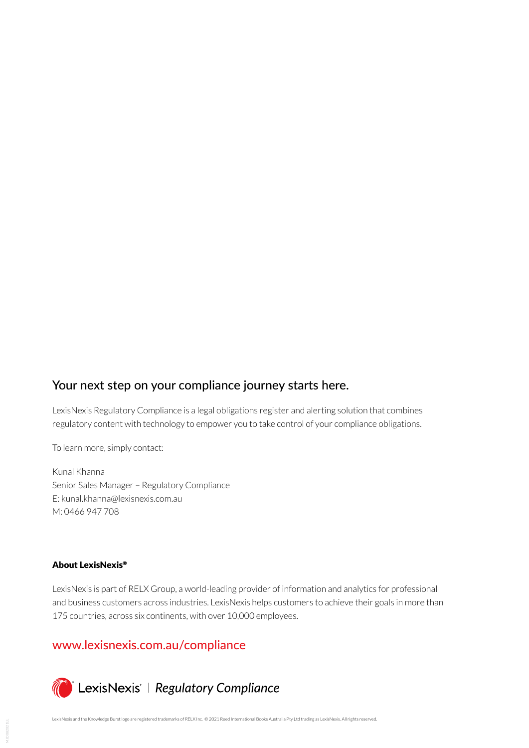## Your next step on your compliance journey starts here.

LexisNexis Regulatory Compliance is a legal obligations register and alerting solution that combines regulatory content with technology to empower you to take control of your compliance obligations.

To learn more, simply contact:

Kunal Khanna
Senior Sales Manager – Regulatory Compliance
E: kunal.khanna@lexisnexis.com.au
M: 0466 947 708

**About LexisNexis®**

LexisNexis is part of RELX Group, a world-leading provider of information and analytics for professional and business customers across industries. LexisNexis helps customers to achieve their goals in more than 175 countries, across six continents, with over 10,000 employees.

www.lexisnexis.com.au/compliance

LexisNexis® | *Regulatory Compliance*

LexisNexis and the Knowledge Burst logo are registered trademarks of RELX Inc. © 2021 Reed International Books Australia Pty Ltd trading as LexisNexis. All rights reserved.